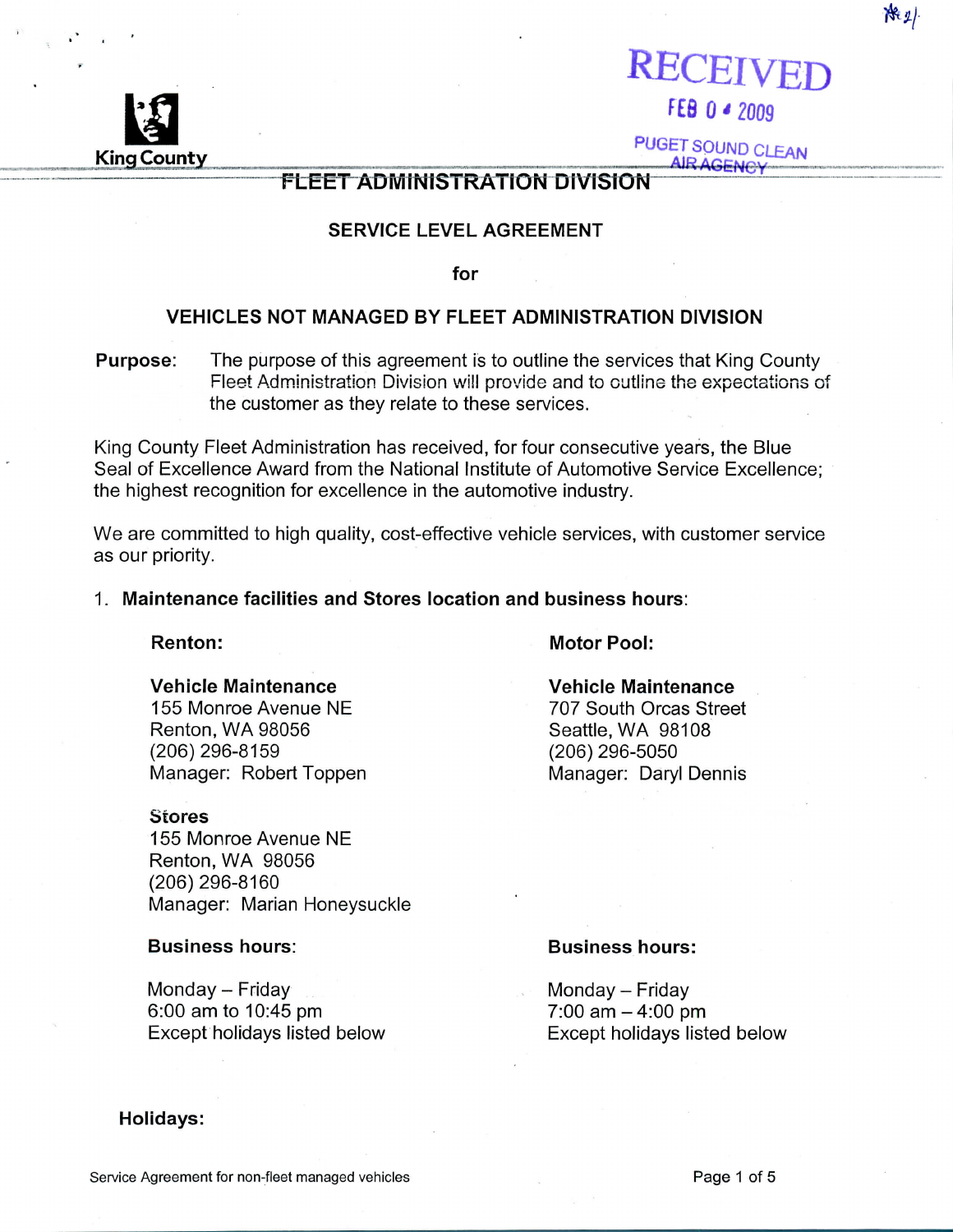RECEIVED
FEB 0 4 2009
PUGET SOUND CLEAN AIR AGENCY

King County

# FLEET ADMINISTRATION DIVISION

## SERVICE LEVEL AGREEMENT

## for

## VEHICLES NOT MANAGED BY FLEET ADMINISTRATION DIVISION

**Purpose:** The purpose of this agreement is to outline the services that King County Fleet Administration Division will provide and to outline the expectations of the customer as they relate to these services.

King County Fleet Administration has received, for four consecutive years, the Blue Seal of Excellence Award from the National Institute of Automotive Service Excellence; the highest recognition for excellence in the automotive industry.

We are committed to high quality, cost-effective vehicle services, with customer service as our priority.

1. **Maintenance facilities and Stores location and business hours**:

**Renton:**

**Vehicle Maintenance**
155 Monroe Avenue NE
Renton, WA 98056
(206) 296-8159
Manager: Robert Toppen

**Stores**
155 Monroe Avenue NE
Renton, WA 98056
(206) 296-8160
Manager: Marian Honeysuckle

**Business hours**:

Monday – Friday
6:00 am to 10:45 pm
Except holidays listed below

**Motor Pool:**

**Vehicle Maintenance**
707 South Orcas Street
Seattle, WA 98108
(206) 296-5050
Manager: Daryl Dennis

**Business hours:**

Monday – Friday
7:00 am – 4:00 pm
Except holidays listed below

**Holidays:**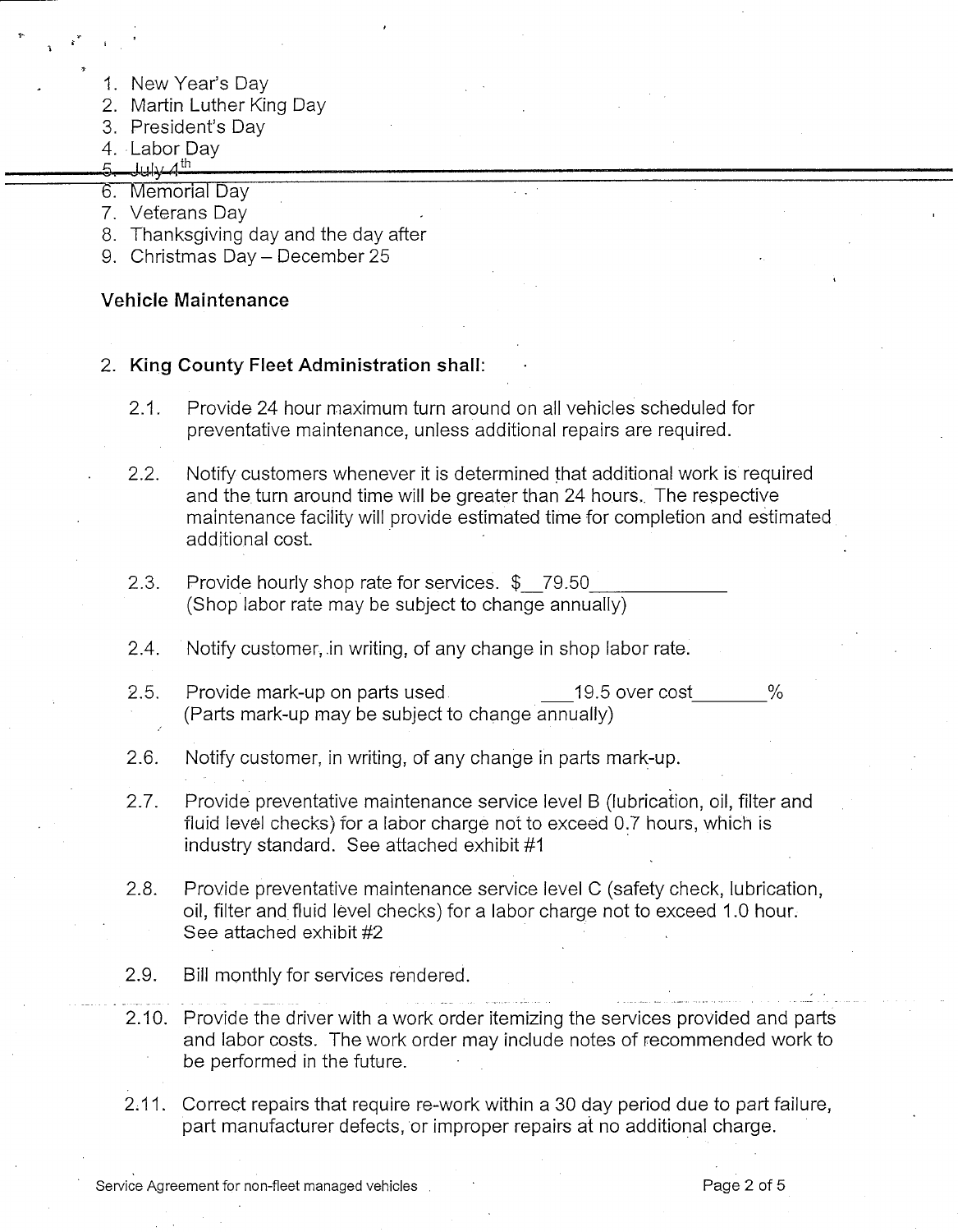1. New Year's Day
2. Martin Luther King Day
3. President's Day
4. Labor Day
5. ~~July 4th~~
6. Memorial Day
7. Veterans Day
8. Thanksgiving day and the day after
9. Christmas Day – December 25

**Vehicle Maintenance**

2. **King County Fleet Administration shall:**

   2.1. Provide 24 hour maximum turn around on all vehicles scheduled for preventative maintenance, unless additional repairs are required.

   2.2. Notify customers whenever it is determined that additional work is required and the turn around time will be greater than 24 hours. The respective maintenance facility will provide estimated time for completion and estimated additional cost.

   2.3. Provide hourly shop rate for services. $\_\_79.50\_\_\_\_\_\_\_\_\_\_\_\_\_ (Shop labor rate may be subject to change annually)

   2.4. Notify customer, in writing, of any change in shop labor rate.

   2.5. Provide mark-up on parts used \_\_\_19.5 over cost\_\_\_\_\_\_\_% (Parts mark-up may be subject to change annually)

   2.6. Notify customer, in writing, of any change in parts mark-up.

   2.7. Provide preventative maintenance service level B (lubrication, oil, filter and fluid level checks) for a labor charge not to exceed 0.7 hours, which is industry standard. See attached exhibit #1

   2.8. Provide preventative maintenance service level C (safety check, lubrication, oil, filter and fluid level checks) for a labor charge not to exceed 1.0 hour. See attached exhibit #2

   2.9. Bill monthly for services rendered.

   2.10. Provide the driver with a work order itemizing the services provided and parts and labor costs. The work order may include notes of recommended work to be performed in the future.

   2.11. Correct repairs that require re-work within a 30 day period due to part failure, part manufacturer defects, or improper repairs at no additional charge.

Service Agreement for non-fleet managed vehicles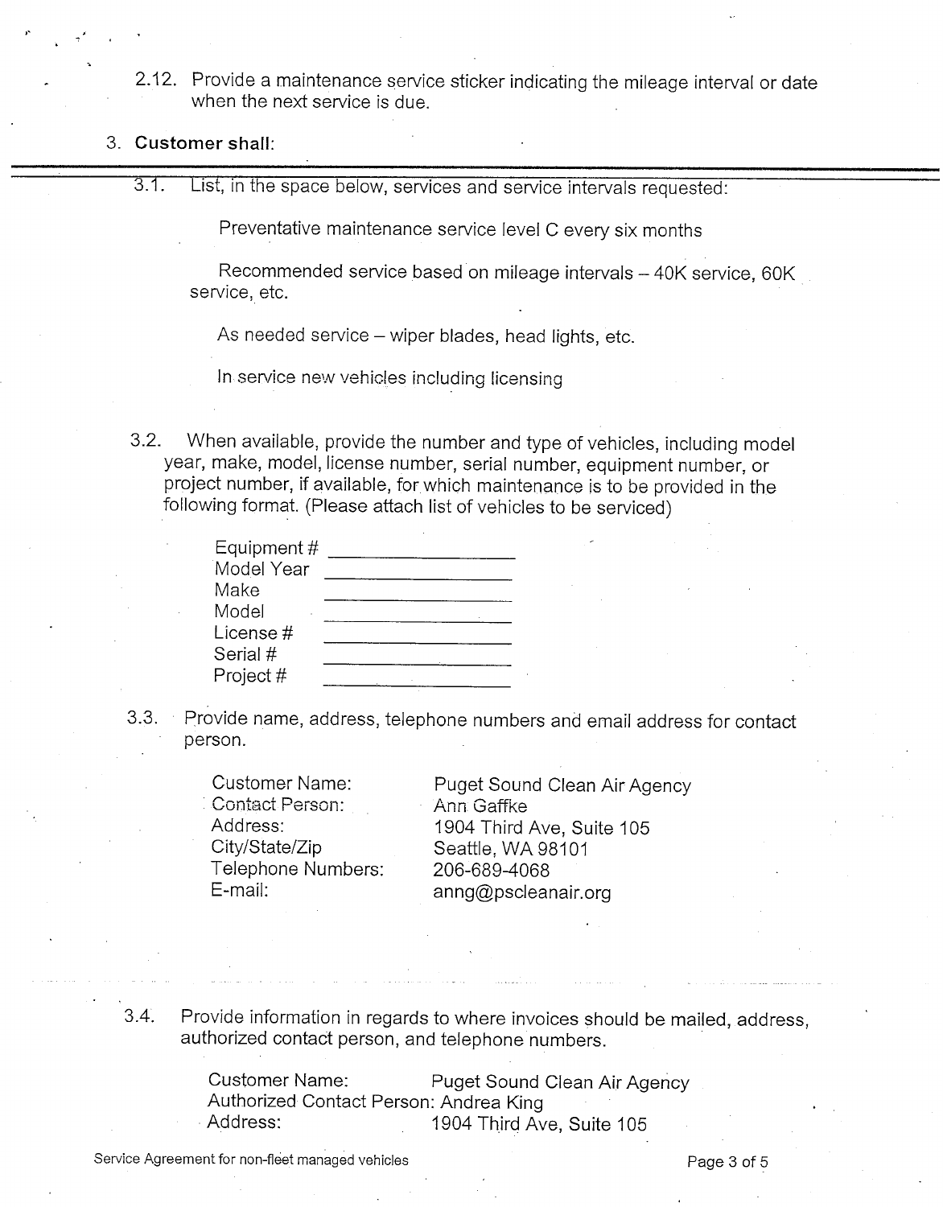2.12. Provide a maintenance service sticker indicating the mileage interval or date when the next service is due.

3. **Customer shall:**

---

3.1. List, in the space below, services and service intervals requested:

Preventative maintenance service level C every six months

Recommended service based on mileage intervals – 40K service, 60K service, etc.

As needed service – wiper blades, head lights, etc.

In service new vehicles including licensing

3.2. When available, provide the number and type of vehicles, including model year, make, model, license number, serial number, equipment number, or project number, if available, for which maintenance is to be provided in the following format. (Please attach list of vehicles to be serviced)

Equipment # ________________
Model Year ________________
Make ________________
Model ________________
License # ________________
Serial # ________________
Project # ________________

3.3. Provide name, address, telephone numbers and email address for contact person.

Customer Name: Puget Sound Clean Air Agency
Contact Person: Ann Gaffke
Address: 1904 Third Ave, Suite 105
City/State/Zip Seattle, WA 98101
Telephone Numbers: 206-689-4068
E-mail: anng@pscleanair.org

3.4. Provide information in regards to where invoices should be mailed, address, authorized contact person, and telephone numbers.

Customer Name: Puget Sound Clean Air Agency
Authorized Contact Person: Andrea King
Address: 1904 Third Ave, Suite 105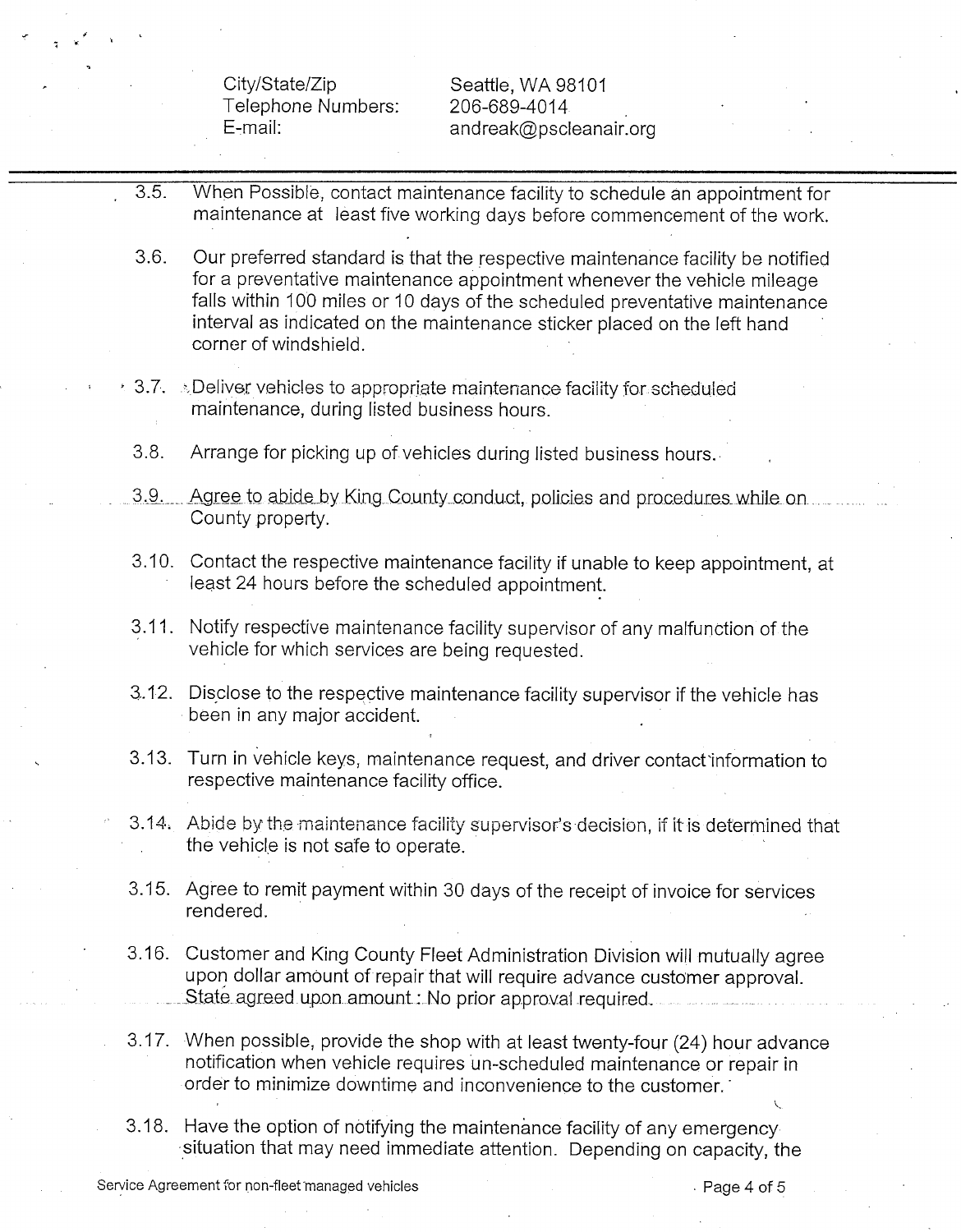| | |
|---|---|
| City/State/Zip | Seattle, WA 98101 |
| Telephone Numbers: | 206-689-4014 |
| E-mail: | andreak@pscleanair.org |

---

3.5. When Possible, contact maintenance facility to schedule an appointment for maintenance at least five working days before commencement of the work.

3.6. Our preferred standard is that the respective maintenance facility be notified for a preventative maintenance appointment whenever the vehicle mileage falls within 100 miles or 10 days of the scheduled preventative maintenance interval as indicated on the maintenance sticker placed on the left hand corner of windshield.

3.7. Deliver vehicles to appropriate maintenance facility for scheduled maintenance, during listed business hours.

3.8. Arrange for picking up of vehicles during listed business hours.

3.9. Agree to abide by King County conduct, policies and procedures while on County property.

3.10. Contact the respective maintenance facility if unable to keep appointment, at least 24 hours before the scheduled appointment.

3.11. Notify respective maintenance facility supervisor of any malfunction of the vehicle for which services are being requested.

3.12. Disclose to the respective maintenance facility supervisor if the vehicle has been in any major accident.

3.13. Turn in vehicle keys, maintenance request, and driver contact information to respective maintenance facility office.

3.14. Abide by the maintenance facility supervisor's decision, if it is determined that the vehicle is not safe to operate.

3.15. Agree to remit payment within 30 days of the receipt of invoice for services rendered.

3.16. Customer and King County Fleet Administration Division will mutually agree upon dollar amount of repair that will require advance customer approval. State agreed upon amount : No prior approval required.

3.17. When possible, provide the shop with at least twenty-four (24) hour advance notification when vehicle requires un-scheduled maintenance or repair in order to minimize downtime and inconvenience to the customer.

3.18. Have the option of notifying the maintenance facility of any emergency situation that may need immediate attention. Depending on capacity, the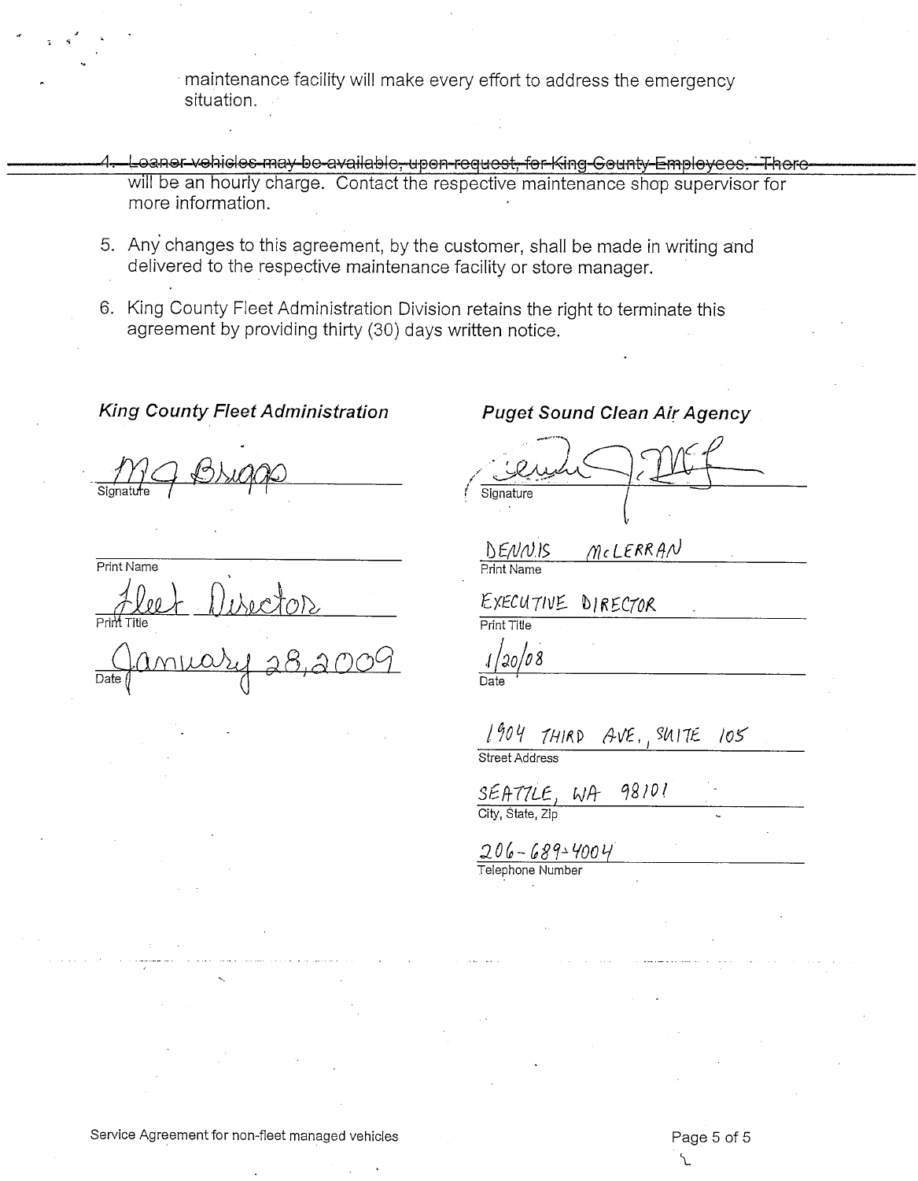maintenance facility will make every effort to address the emergency situation.

4. ~~Loaner vehicles may be available, upon request, for King County Employees. There~~ will be an hourly charge. Contact the respective maintenance shop supervisor for more information.

5. Any changes to this agreement, by the customer, shall be made in writing and delivered to the respective maintenance facility or store manager.

6. King County Fleet Administration Division retains the right to terminate this agreement by providing thirty (30) days written notice.

***King County Fleet Administration***

M G Briggs
Signature

Print Name

Fleet Director
Print Title

January 28, 2009
Date

***Puget Sound Clean Air Agency***

Dennis J. McLerran
Signature

DENNIS McLERRAN
Print Name

EXECUTIVE DIRECTOR
Print Title

1/20/08
Date

1904 THIRD AVE., SUITE 105
Street Address

SEATTLE, WA 98101
City, State, Zip

206-689-4004
Telephone Number

Service Agreement for non-fleet managed vehicles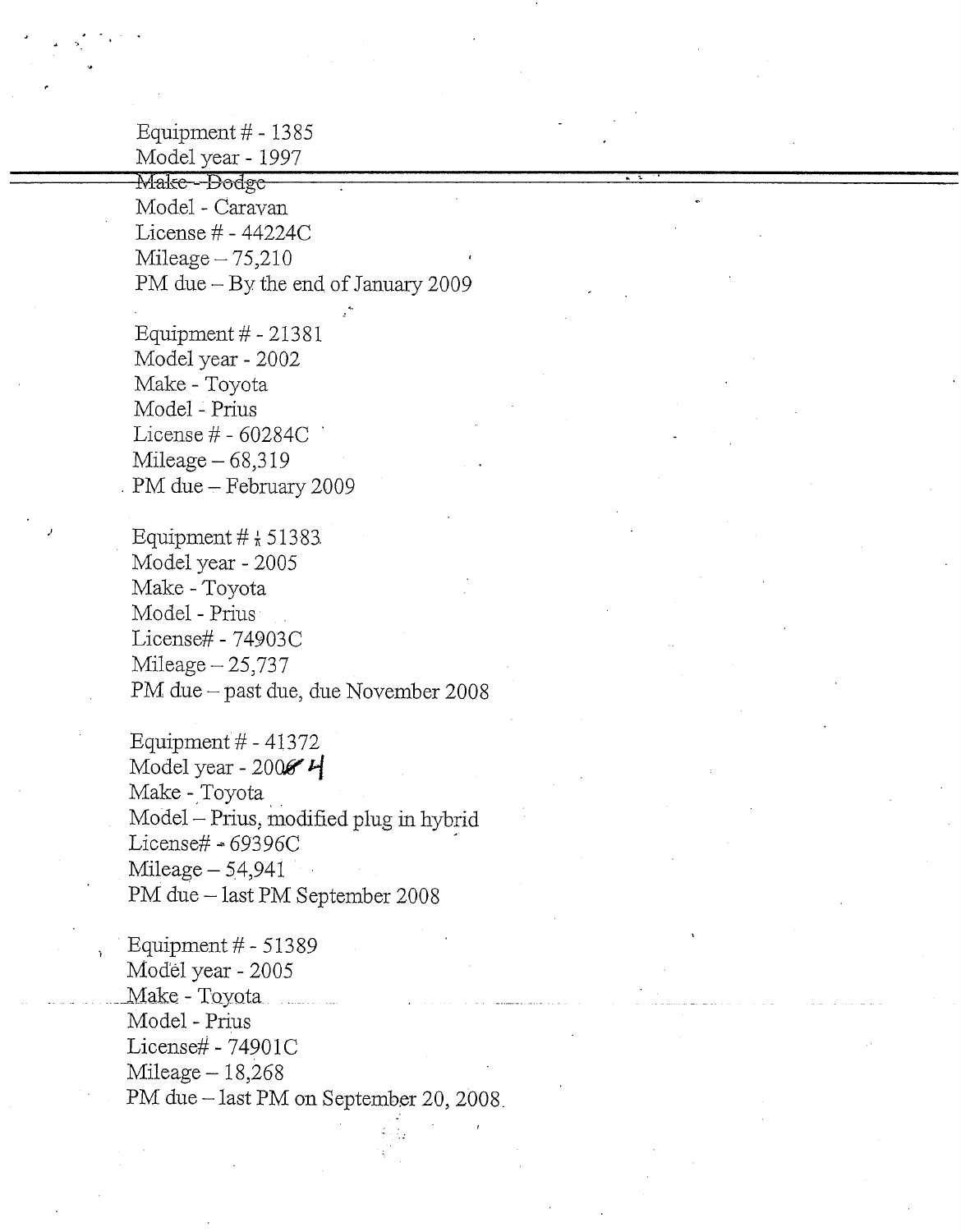Equipment # - 1385
Model year - 1997
~~Make - Dodge~~
Model - Caravan
License # - 44224C
Mileage – 75,210
PM due – By the end of January 2009

Equipment # - 21381
Model year - 2002
Make - Toyota
Model - Prius
License # - 60284C
Mileage – 68,319
PM due – February 2009

Equipment # - 51383
Model year - 2005
Make - Toyota
Model - Prius
License# - 74903C
Mileage – 25,737
PM due – past due, due November 2008

Equipment # - 41372
Model year - 2004
Make - Toyota
Model – Prius, modified plug in hybrid
License# - 69396C
Mileage – 54,941
PM due – last PM September 2008

Equipment # - 51389
Model year - 2005
Make - Toyota
Model - Prius
License# - 74901C
Mileage – 18,268
PM due – last PM on September 20, 2008.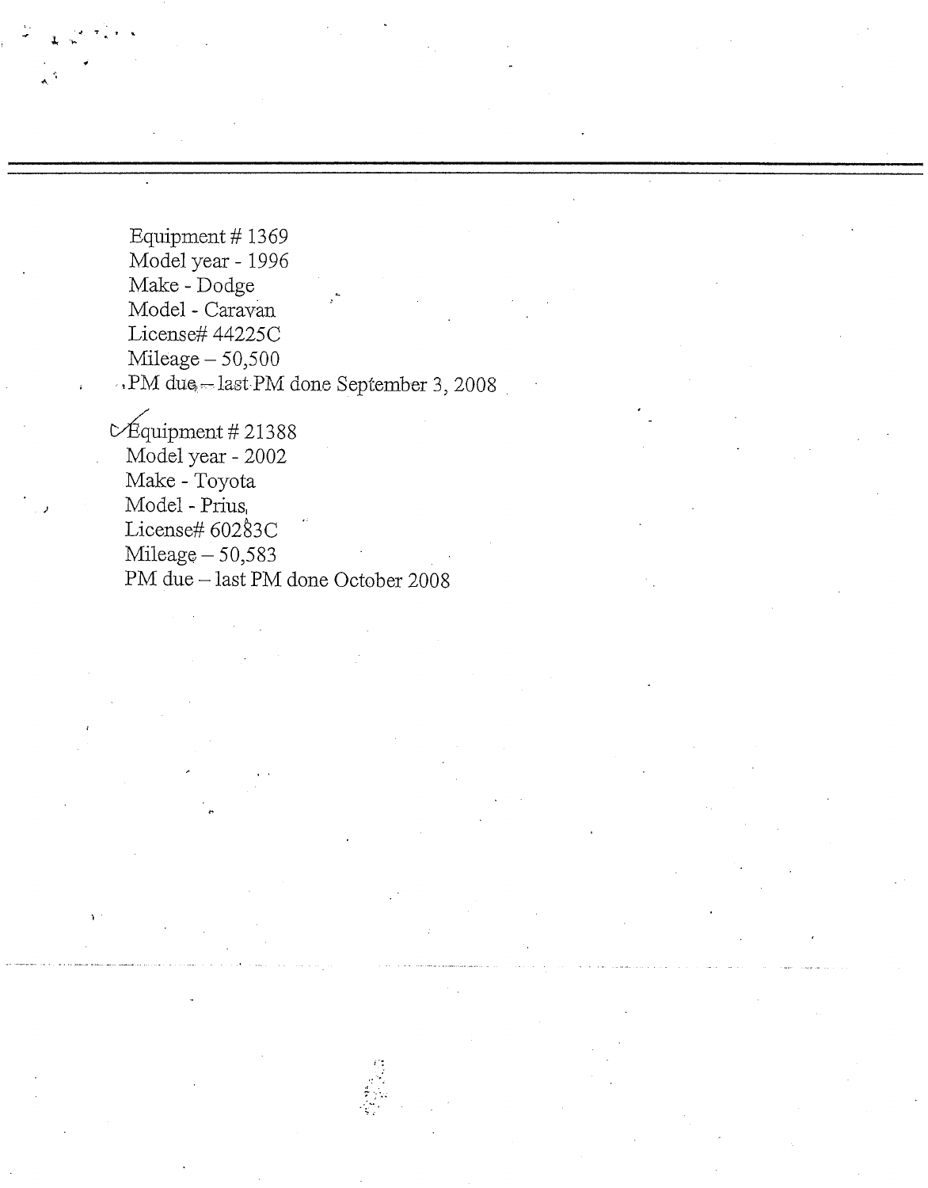Equipment # 1369
Model year - 1996
Make - Dodge
Model - Caravan
License# 44225C
Mileage – 50,500
PM due – last PM done September 3, 2008

Equipment # 21388
Model year - 2002
Make - Toyota
Model - Prius
License# 60283C
Mileage – 50,583
PM due – last PM done October 2008